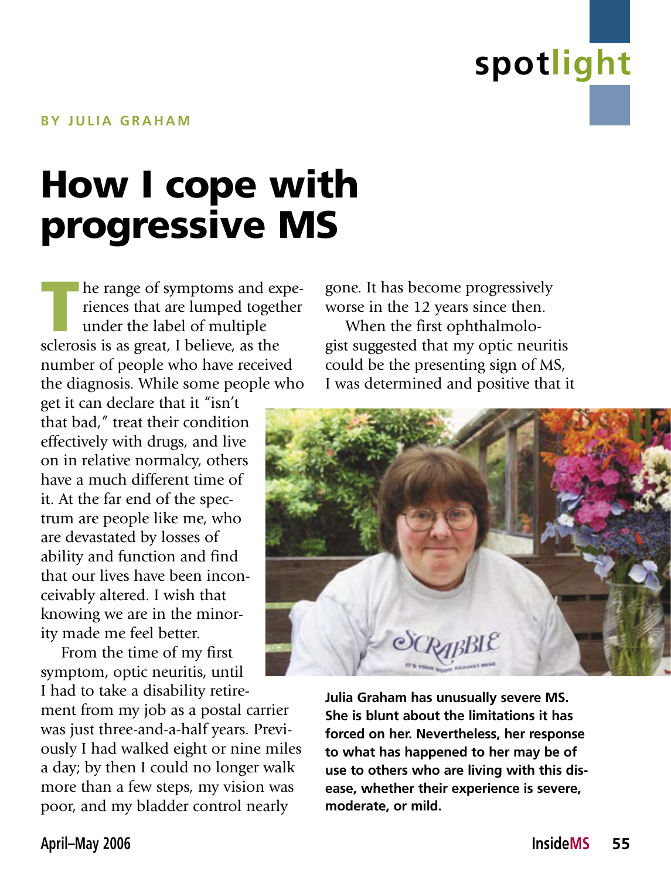spotlight

**BY JULIA GRAHAM**

# How I cope with progressive MS

The range of symptoms and experiences that are lumped together under the label of multiple sclerosis is as great, I believe, as the number of people who have received the diagnosis. While some people who get it can declare that it "isn't that bad," treat their condition effectively with drugs, and live on in relative normalcy, others have a much different time of it. At the far end of the spectrum are people like me, who are devastated by losses of ability and function and find that our lives have been inconceivably altered. I wish that knowing we are in the minority made me feel better.

From the time of my first symptom, optic neuritis, until I had to take a disability retirement from my job as a postal carrier was just three-and-a-half years. Previously I had walked eight or nine miles a day; by then I could no longer walk more than a few steps, my vision was poor, and my bladder control nearly gone. It has become progressively worse in the 12 years since then.

When the first ophthalmologist suggested that my optic neuritis could be the presenting sign of MS, I was determined and positive that it

**Julia Graham has unusually severe MS. She is blunt about the limitations it has forced on her. Nevertheless, her response to what has happened to her may be of use to others who are living with this disease, whether their experience is severe, moderate, or mild.**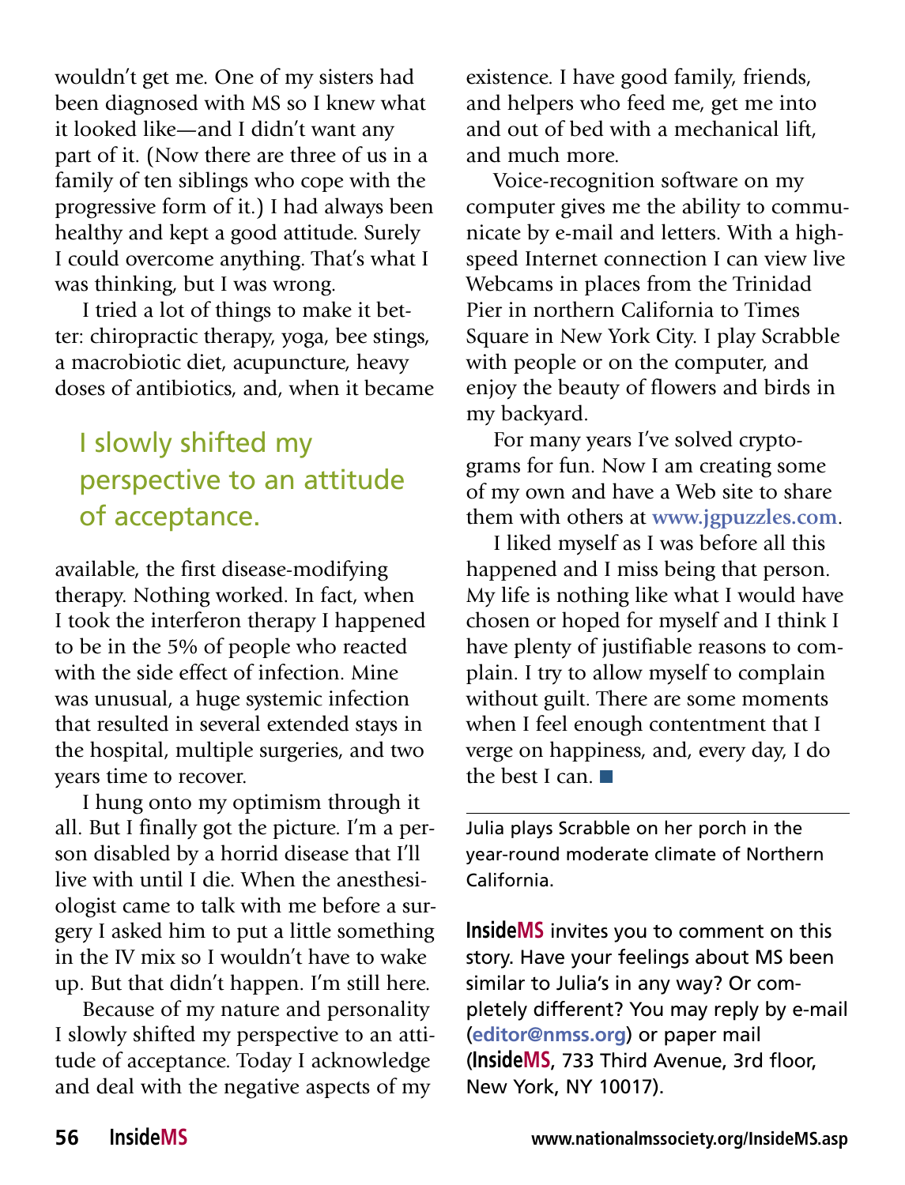wouldn't get me. One of my sisters had been diagnosed with MS so I knew what it looked like—and I didn't want any part of it. (Now there are three of us in a family of ten siblings who cope with the progressive form of it.) I had always been healthy and kept a good attitude. Surely I could overcome anything. That's what I was thinking, but I was wrong.

I tried a lot of things to make it better: chiropractic therapy, yoga, bee stings, a macrobiotic diet, acupuncture, heavy doses of antibiotics, and, when it became available, the first disease-modifying therapy. Nothing worked. In fact, when I took the interferon therapy I happened to be in the 5% of people who reacted with the side effect of infection. Mine was unusual, a huge systemic infection that resulted in several extended stays in the hospital, multiple surgeries, and two years time to recover.

> I slowly shifted my perspective to an attitude of acceptance.

I hung onto my optimism through it all. But I finally got the picture. I'm a person disabled by a horrid disease that I'll live with until I die. When the anesthesiologist came to talk with me before a surgery I asked him to put a little something in the IV mix so I wouldn't have to wake up. But that didn't happen. I'm still here.

Because of my nature and personality I slowly shifted my perspective to an attitude of acceptance. Today I acknowledge and deal with the negative aspects of my existence. I have good family, friends, and helpers who feed me, get me into and out of bed with a mechanical lift, and much more.

Voice-recognition software on my computer gives me the ability to communicate by e-mail and letters. With a high-speed Internet connection I can view live Webcams in places from the Trinidad Pier in northern California to Times Square in New York City. I play Scrabble with people or on the computer, and enjoy the beauty of flowers and birds in my backyard.

For many years I've solved cryptograms for fun. Now I am creating some of my own and have a Web site to share them with others at **www.jgpuzzles.com**.

I liked myself as I was before all this happened and I miss being that person. My life is nothing like what I would have chosen or hoped for myself and I think I have plenty of justifiable reasons to complain. I try to allow myself to complain without guilt. There are some moments when I feel enough contentment that I verge on happiness, and, every day, I do the best I can. ■

---

Julia plays Scrabble on her porch in the year-round moderate climate of Northern California.

**InsideMS** invites you to comment on this story. Have your feelings about MS been similar to Julia's in any way? Or completely different? You may reply by e-mail (**editor@nmss.org**) or paper mail (**InsideMS**, 733 Third Avenue, 3rd floor, New York, NY 10017).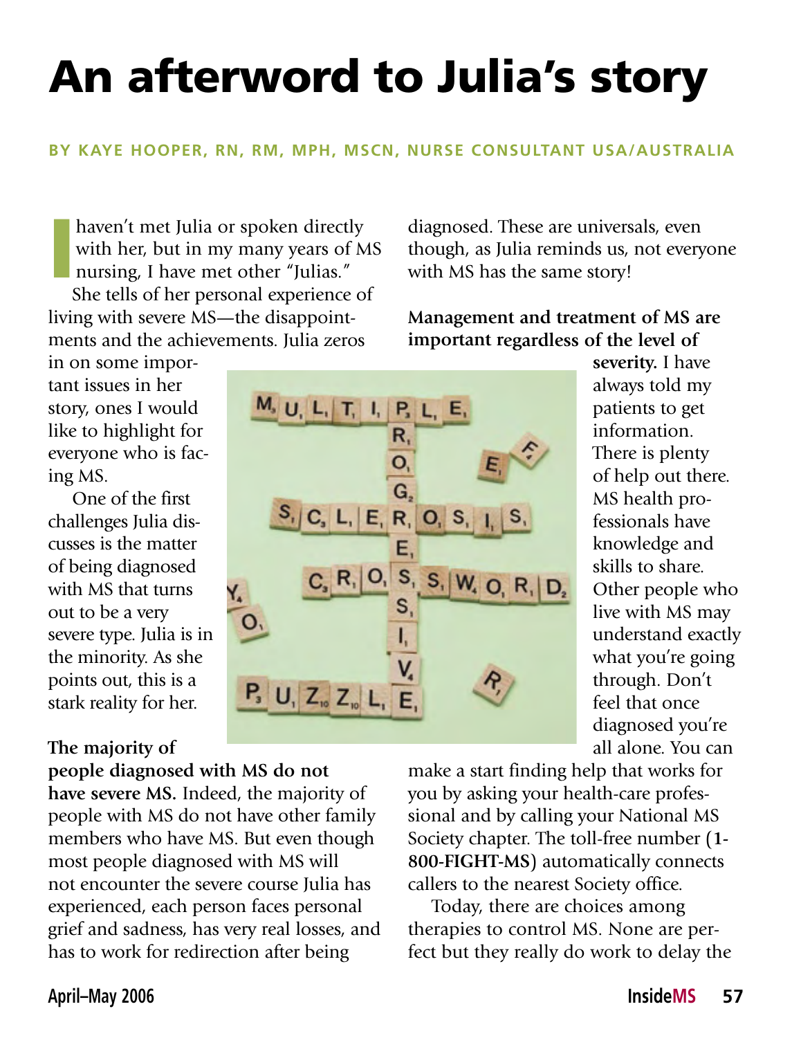# An afterword to Julia's story

**BY KAYE HOOPER, RN, RM, MPH, MSCN, NURSE CONSULTANT USA/AUSTRALIA**

I haven't met Julia or spoken directly with her, but in my many years of MS nursing, I have met other "Julias."

She tells of her personal experience of living with severe MS—the disappointments and the achievements. Julia zeros in on some important issues in her story, ones I would like to highlight for everyone who is facing MS.

One of the first challenges Julia discusses is the matter of being diagnosed with MS that turns out to be a very severe type. Julia is in the minority. As she points out, this is a stark reality for her.

**The majority of people diagnosed with MS do not have severe MS.** Indeed, the majority of people with MS do not have other family members who have MS. But even though most people diagnosed with MS will not encounter the severe course Julia has experienced, each person faces personal grief and sadness, has very real losses, and has to work for redirection after being diagnosed. These are universals, even though, as Julia reminds us, not everyone with MS has the same story!

**Management and treatment of MS are important regardless of the level of severity.** I have always told my patients to get information. There is plenty of help out there. MS health professionals have knowledge and skills to share. Other people who live with MS may understand exactly what you're going through. Don't feel that once diagnosed you're all alone. You can make a start finding help that works for you by asking your health-care professional and by calling your National MS Society chapter. The toll-free number (**1-800-FIGHT-MS**) automatically connects callers to the nearest Society office.

Today, there are choices among therapies to control MS. None are perfect but they really do work to delay the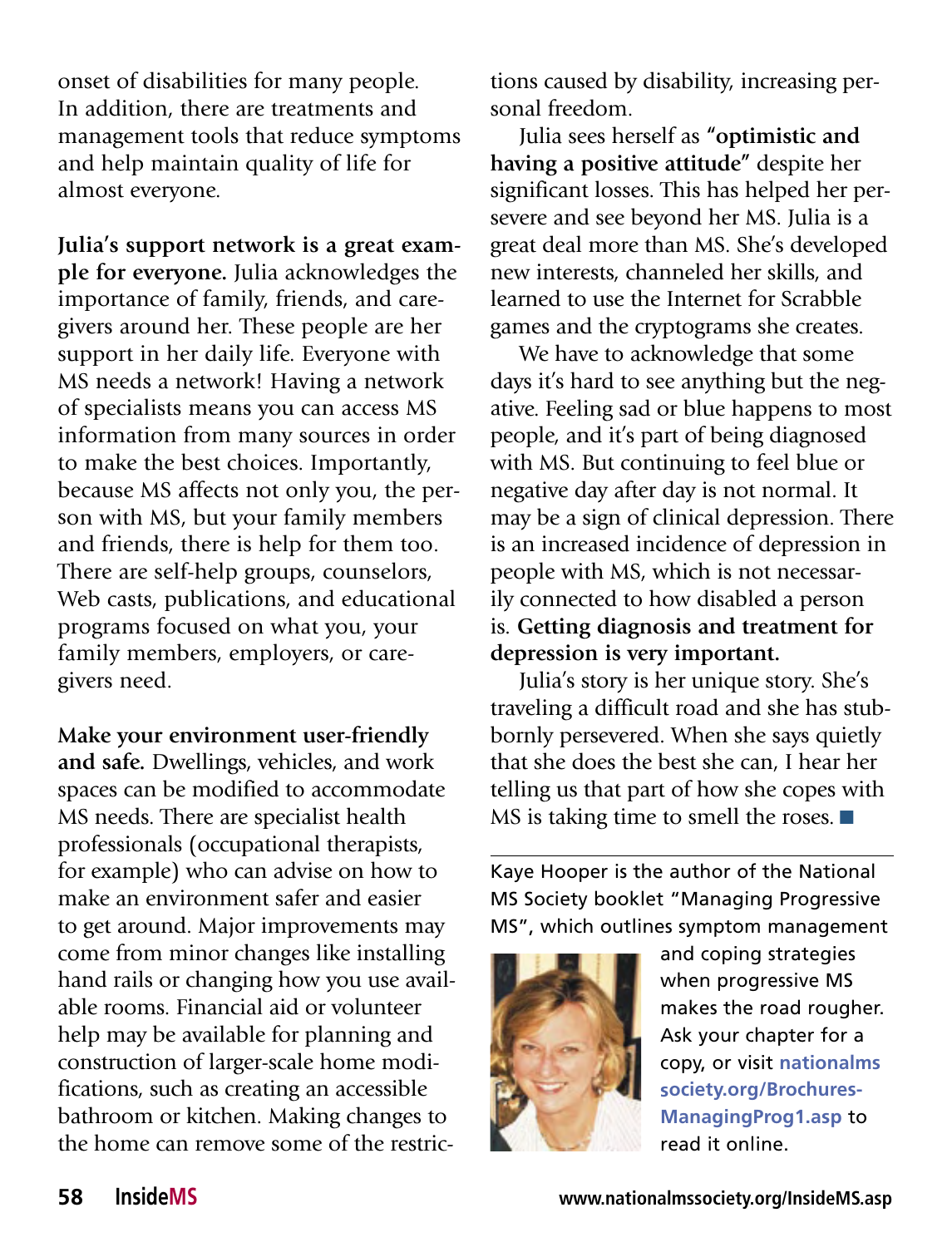onset of disabilities for many people. In addition, there are treatments and management tools that reduce symptoms and help maintain quality of life for almost everyone.

**Julia's support network is a great example for everyone.** Julia acknowledges the importance of family, friends, and caregivers around her. These people are her support in her daily life. Everyone with MS needs a network! Having a network of specialists means you can access MS information from many sources in order to make the best choices. Importantly, because MS affects not only you, the person with MS, but your family members and friends, there is help for them too. There are self-help groups, counselors, Web casts, publications, and educational programs focused on what you, your family members, employers, or caregivers need.

**Make your environment user-friendly and safe.** Dwellings, vehicles, and work spaces can be modified to accommodate MS needs. There are specialist health professionals (occupational therapists, for example) who can advise on how to make an environment safer and easier to get around. Major improvements may come from minor changes like installing hand rails or changing how you use available rooms. Financial aid or volunteer help may be available for planning and construction of larger-scale home modifications, such as creating an accessible bathroom or kitchen. Making changes to the home can remove some of the restrictions caused by disability, increasing personal freedom.

Julia sees herself as **"optimistic and having a positive attitude"** despite her significant losses. This has helped her persevere and see beyond her MS. Julia is a great deal more than MS. She's developed new interests, channeled her skills, and learned to use the Internet for Scrabble games and the cryptograms she creates.

We have to acknowledge that some days it's hard to see anything but the negative. Feeling sad or blue happens to most people, and it's part of being diagnosed with MS. But continuing to feel blue or negative day after day is not normal. It may be a sign of clinical depression. There is an increased incidence of depression in people with MS, which is not necessarily connected to how disabled a person is. **Getting diagnosis and treatment for depression is very important.**

Julia's story is her unique story. She's traveling a difficult road and she has stubbornly persevered. When she says quietly that she does the best she can, I hear her telling us that part of how she copes with MS is taking time to smell the roses. ■

---

Kaye Hooper is the author of the National MS Society booklet "Managing Progressive MS", which outlines symptom management and coping strategies when progressive MS makes the road rougher. Ask your chapter for a copy, or visit **nationalmssociety.org/Brochures-ManagingProg1.asp** to read it online.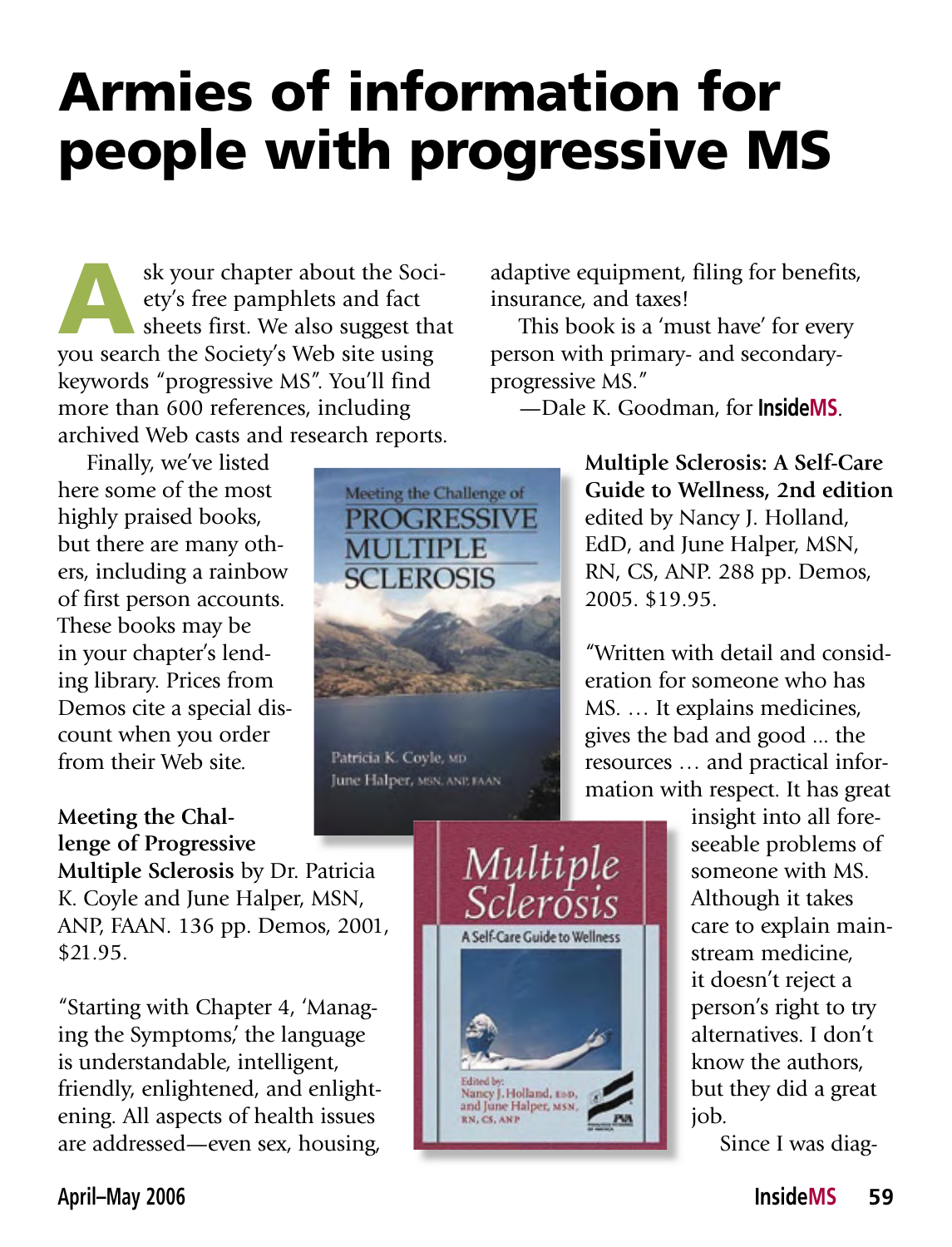# Armies of information for people with progressive MS

Ask your chapter about the Society's free pamphlets and fact sheets first. We also suggest that you search the Society's Web site using keywords "progressive MS". You'll find more than 600 references, including archived Web casts and research reports.

Finally, we've listed here some of the most highly praised books, but there are many others, including a rainbow of first person accounts. These books may be in your chapter's lending library. Prices from Demos cite a special discount when you order from their Web site.

**Meeting the Challenge of Progressive Multiple Sclerosis** by Dr. Patricia K. Coyle and June Halper, MSN, ANP, FAAN. 136 pp. Demos, 2001, $21.95.

"Starting with Chapter 4, 'Managing the Symptoms,' the language is understandable, intelligent, friendly, enlightened, and enlightening. All aspects of health issues are addressed—even sex, housing, adaptive equipment, filing for benefits, insurance, and taxes!

This book is a 'must have' for every person with primary- and secondary-progressive MS."

—Dale K. Goodman, for InsideMS.

**Multiple Sclerosis: A Self-Care Guide to Wellness, 2nd edition** edited by Nancy J. Holland, EdD, and June Halper, MSN, RN, CS, ANP. 288 pp. Demos, 2005. $19.95.

"Written with detail and consideration for someone who has MS. … It explains medicines, gives the bad and good ... the resources … and practical information with respect. It has great insight into all foreseeable problems of someone with MS. Although it takes care to explain mainstream medicine, it doesn't reject a person's right to try alternatives. I don't know the authors, but they did a great job.

Since I was diag-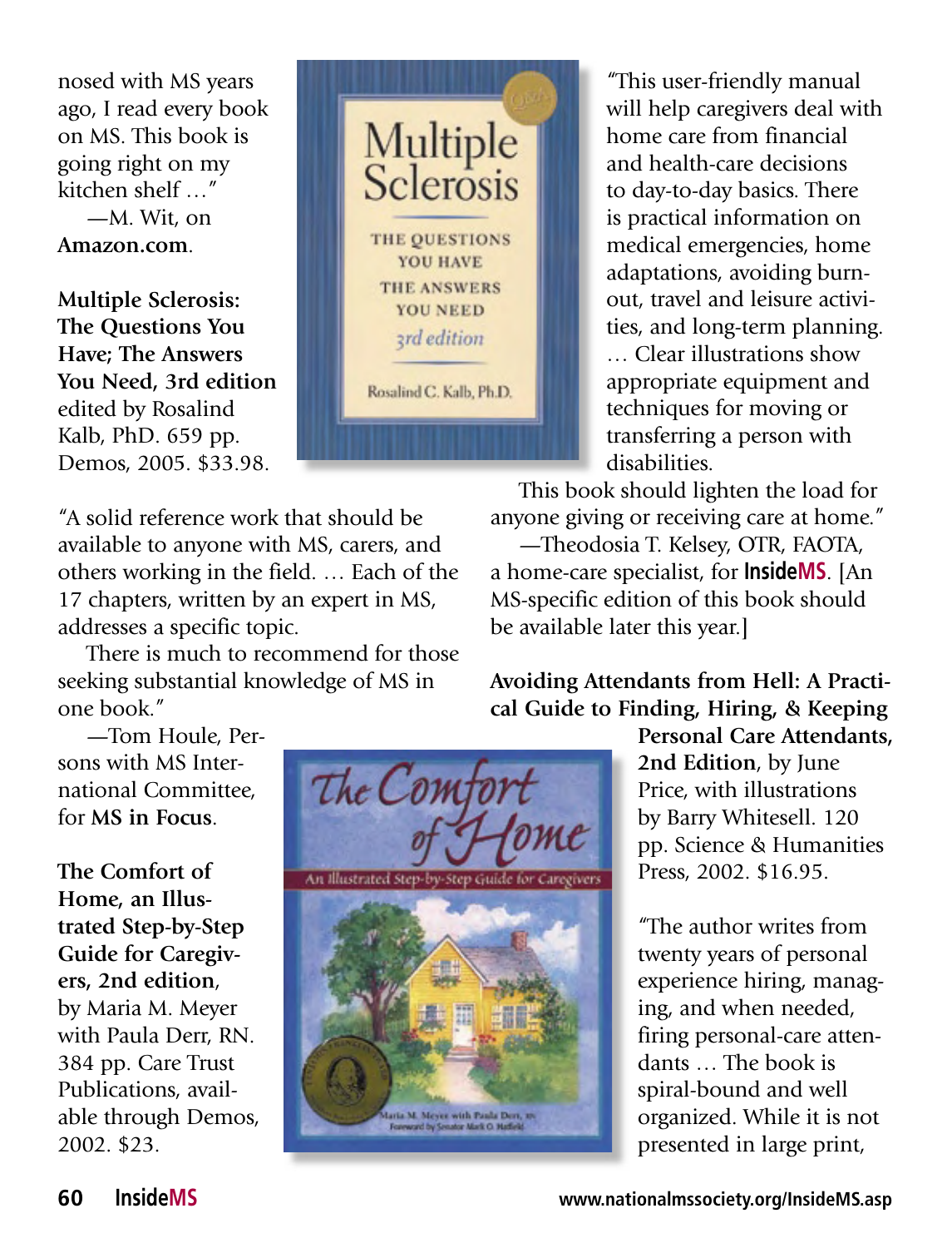nosed with MS years ago, I read every book on MS. This book is going right on my kitchen shelf …"
—M. Wit, on **Amazon.com**.

**Multiple Sclerosis: The Questions You Have; The Answers You Need, 3rd edition** edited by Rosalind Kalb, PhD. 659 pp. Demos, 2005. $33.98.

"A solid reference work that should be available to anyone with MS, carers, and others working in the field. … Each of the 17 chapters, written by an expert in MS, addresses a specific topic.

There is much to recommend for those seeking substantial knowledge of MS in one book."

—Tom Houle, Persons with MS International Committee, for **MS in Focus**.

**The Comfort of Home, an Illustrated Step-by-Step Guide for Caregivers, 2nd edition**, by Maria M. Meyer with Paula Derr, RN. 384 pp. Care Trust Publications, available through Demos, 2002. $23.

"This user-friendly manual will help caregivers deal with home care from financial and health-care decisions to day-to-day basics. There is practical information on medical emergencies, home adaptations, avoiding burnout, travel and leisure activities, and long-term planning. … Clear illustrations show appropriate equipment and techniques for moving or transferring a person with disabilities.

This book should lighten the load for anyone giving or receiving care at home."

—Theodosia T. Kelsey, OTR, FAOTA, a home-care specialist, for **InsideMS**. [An MS-specific edition of this book should be available later this year.]

**Avoiding Attendants from Hell: A Practical Guide to Finding, Hiring, & Keeping Personal Care Attendants, 2nd Edition**, by June Price, with illustrations by Barry Whitesell. 120 pp. Science & Humanities Press, 2002. $16.95.

"The author writes from twenty years of personal experience hiring, managing, and when needed, firing personal-care attendants … The book is spiral-bound and well organized. While it is not presented in large print,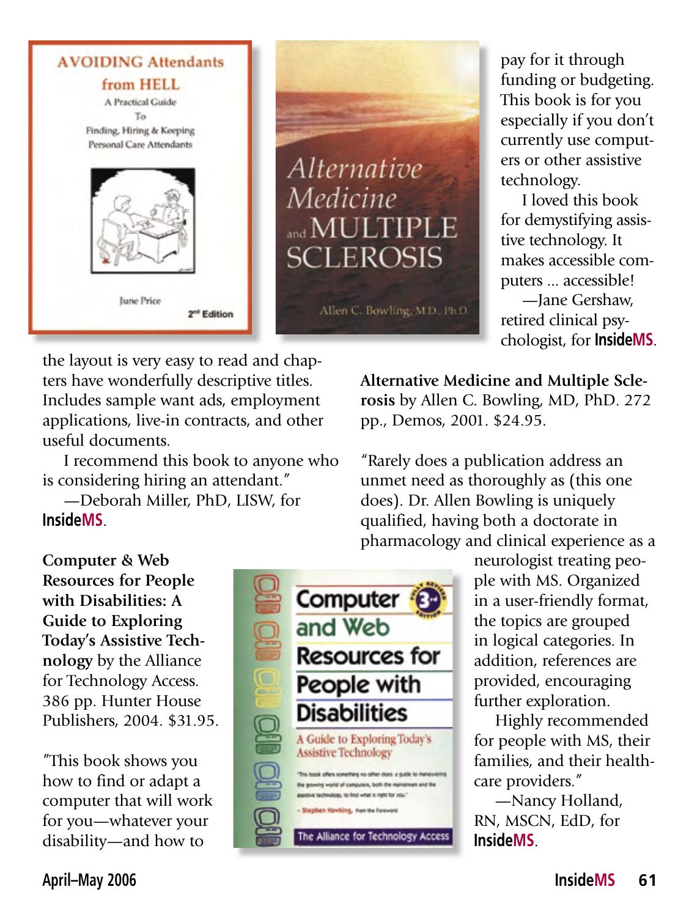pay for it through funding or budgeting. This book is for you especially if you don't currently use computers or other assistive technology.

I loved this book for demystifying assistive technology. It makes accessible computers ... accessible!

—Jane Gershaw, retired clinical psychologist, for **InsideMS**.

the layout is very easy to read and chapters have wonderfully descriptive titles. Includes sample want ads, employment applications, live-in contracts, and other useful documents.

I recommend this book to anyone who is considering hiring an attendant."

—Deborah Miller, PhD, LISW, for **InsideMS**.

**Computer & Web Resources for People with Disabilities: A Guide to Exploring Today's Assistive Technology** by the Alliance for Technology Access. 386 pp. Hunter House Publishers, 2004. $31.95.

"This book shows you how to find or adapt a computer that will work for you—whatever your disability—and how to

**Alternative Medicine and Multiple Sclerosis** by Allen C. Bowling, MD, PhD. 272 pp., Demos, 2001. $24.95.

"Rarely does a publication address an unmet need as thoroughly as (this one does). Dr. Allen Bowling is uniquely qualified, having both a doctorate in pharmacology and clinical experience as a neurologist treating people with MS. Organized in a user-friendly format, the topics are grouped in logical categories. In addition, references are provided, encouraging further exploration.

Highly recommended for people with MS, their families, and their health-care providers."

—Nancy Holland, RN, MSCN, EdD, for **InsideMS**.